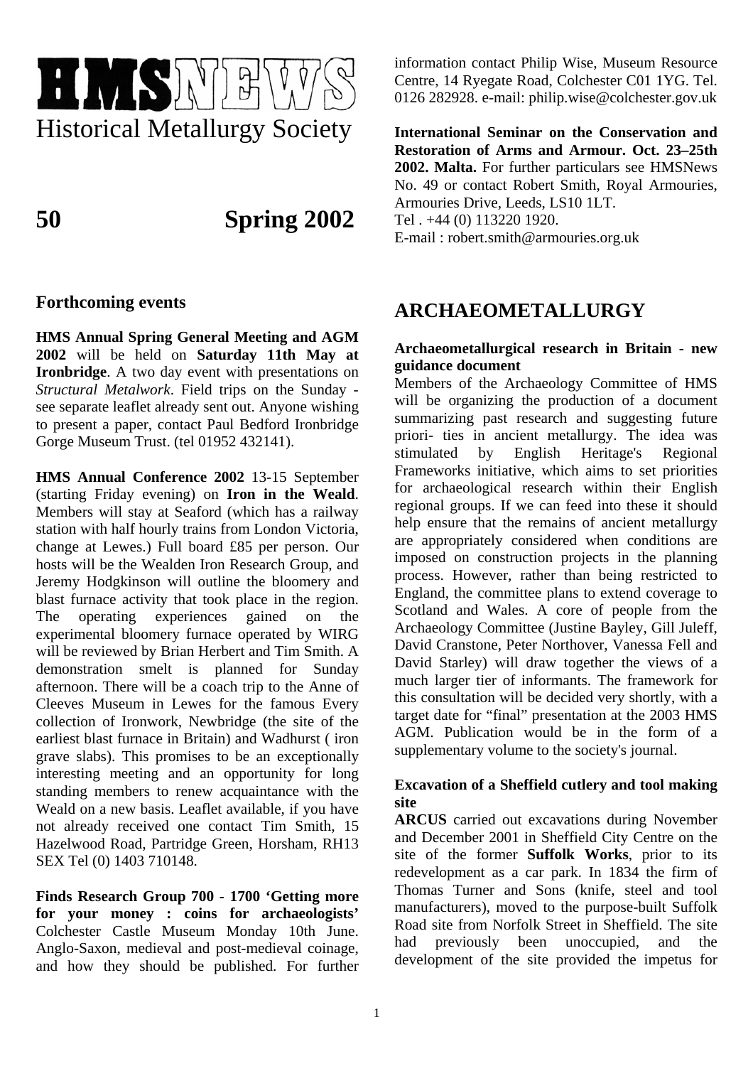# HMSNEWS

Historical Metallurgy Society

## 50 Spring 2002

## Forthcoming events

**HMS Annual Spring General Meeting and AGM 2002** will be held on **Saturday 11th May at Ironbridge**. A two day event with presentations on *Structural Metalwork*. Field trips on the Sunday - see separate leaflet already sent out. Anyone wishing to present a paper, contact Paul Bedford Ironbridge Gorge Museum Trust. (tel 01952 432141).

**HMS Annual Conference 2002** 13-15 September (starting Friday evening) on **Iron in the Weald**. Members will stay at Seaford (which has a railway station with half hourly trains from London Victoria, change at Lewes.) Full board £85 per person. Our hosts will be the Wealden Iron Research Group, and Jeremy Hodgkinson will outline the bloomery and blast furnace activity that took place in the region. The operating experiences gained on the experimental bloomery furnace operated by WIRG will be reviewed by Brian Herbert and Tim Smith. A demonstration smelt is planned for Sunday afternoon. There will be a coach trip to the Anne of Cleeves Museum in Lewes for the famous Every collection of Ironwork, Newbridge (the site of the earliest blast furnace in Britain) and Wadhurst ( iron grave slabs). This promises to be an exceptionally interesting meeting and an opportunity for long standing members to renew acquaintance with the Weald on a new basis. Leaflet available, if you have not already received one contact Tim Smith, 15 Hazelwood Road, Partridge Green, Horsham, RH13 SEX Tel (0) 1403 710148.

**Finds Research Group 700 - 1700 'Getting more for your money : coins for archaeologists'** Colchester Castle Museum Monday 10th June. Anglo-Saxon, medieval and post-medieval coinage, and how they should be published. For further information contact Philip Wise, Museum Resource Centre, 14 Ryegate Road, Colchester C01 1YG. Tel. 0126 282928. e-mail: philip.wise@colchester.gov.uk

**International Seminar on the Conservation and Restoration of Arms and Armour. Oct. 23–25th 2002. Malta.** For further particulars see HMSNews No. 49 or contact Robert Smith, Royal Armouries, Armouries Drive, Leeds, LS10 1LT.
Tel . +44 (0) 113220 1920.
E-mail : robert.smith@armouries.org.uk

## ARCHAEOMETALLURGY

### Archaeometallurgical research in Britain - new guidance document

Members of the Archaeology Committee of HMS will be organizing the production of a document summarizing past research and suggesting future priori- ties in ancient metallurgy. The idea was stimulated by English Heritage's Regional Frameworks initiative, which aims to set priorities for archaeological research within their English regional groups. If we can feed into these it should help ensure that the remains of ancient metallurgy are appropriately considered when conditions are imposed on construction projects in the planning process. However, rather than being restricted to England, the committee plans to extend coverage to Scotland and Wales. A core of people from the Archaeology Committee (Justine Bayley, Gill Juleff, David Cranstone, Peter Northover, Vanessa Fell and David Starley) will draw together the views of a much larger tier of informants. The framework for this consultation will be decided very shortly, with a target date for "final" presentation at the 2003 HMS AGM. Publication would be in the form of a supplementary volume to the society's journal.

### Excavation of a Sheffield cutlery and tool making site

**ARCUS** carried out excavations during November and December 2001 in Sheffield City Centre on the site of the former **Suffolk Works**, prior to its redevelopment as a car park. In 1834 the firm of Thomas Turner and Sons (knife, steel and tool manufacturers), moved to the purpose-built Suffolk Road site from Norfolk Street in Sheffield. The site had previously been unoccupied, and the development of the site provided the impetus for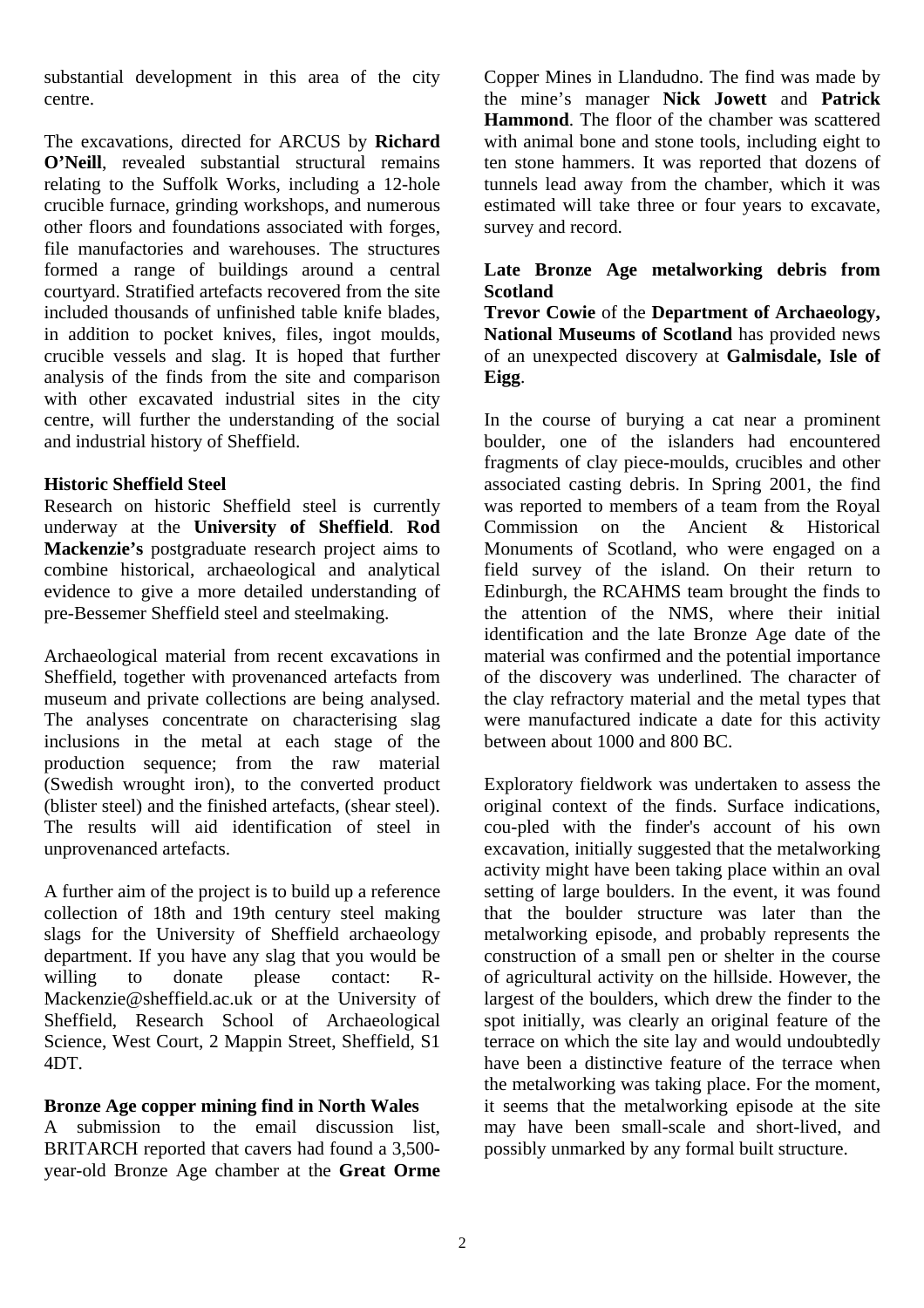substantial development in this area of the city centre.

The excavations, directed for ARCUS by **Richard O'Neill**, revealed substantial structural remains relating to the Suffolk Works, including a 12-hole crucible furnace, grinding workshops, and numerous other floors and foundations associated with forges, file manufactories and warehouses. The structures formed a range of buildings around a central courtyard. Stratified artefacts recovered from the site included thousands of unfinished table knife blades, in addition to pocket knives, files, ingot moulds, crucible vessels and slag. It is hoped that further analysis of the finds from the site and comparison with other excavated industrial sites in the city centre, will further the understanding of the social and industrial history of Sheffield.

### Historic Sheffield Steel

Research on historic Sheffield steel is currently underway at the **University of Sheffield**. **Rod Mackenzie's** postgraduate research project aims to combine historical, archaeological and analytical evidence to give a more detailed understanding of pre-Bessemer Sheffield steel and steelmaking.

Archaeological material from recent excavations in Sheffield, together with provenanced artefacts from museum and private collections are being analysed. The analyses concentrate on characterising slag inclusions in the metal at each stage of the production sequence; from the raw material (Swedish wrought iron), to the converted product (blister steel) and the finished artefacts, (shear steel). The results will aid identification of steel in unprovenanced artefacts.

A further aim of the project is to build up a reference collection of 18th and 19th century steel making slags for the University of Sheffield archaeology department. If you have any slag that you would be willing to donate please contact: R-Mackenzie@sheffield.ac.uk or at the University of Sheffield, Research School of Archaeological Science, West Court, 2 Mappin Street, Sheffield, S1 4DT.

### Bronze Age copper mining find in North Wales

A submission to the email discussion list, BRITARCH reported that cavers had found a 3,500-year-old Bronze Age chamber at the **Great Orme** Copper Mines in Llandudno. The find was made by the mine's manager **Nick Jowett** and **Patrick Hammond**. The floor of the chamber was scattered with animal bone and stone tools, including eight to ten stone hammers. It was reported that dozens of tunnels lead away from the chamber, which it was estimated will take three or four years to excavate, survey and record.

### Late Bronze Age metalworking debris from Scotland

**Trevor Cowie** of the **Department of Archaeology, National Museums of Scotland** has provided news of an unexpected discovery at **Galmisdale, Isle of Eigg**.

In the course of burying a cat near a prominent boulder, one of the islanders had encountered fragments of clay piece-moulds, crucibles and other associated casting debris. In Spring 2001, the find was reported to members of a team from the Royal Commission on the Ancient & Historical Monuments of Scotland, who were engaged on a field survey of the island. On their return to Edinburgh, the RCAHMS team brought the finds to the attention of the NMS, where their initial identification and the late Bronze Age date of the material was confirmed and the potential importance of the discovery was underlined. The character of the clay refractory material and the metal types that were manufactured indicate a date for this activity between about 1000 and 800 BC.

Exploratory fieldwork was undertaken to assess the original context of the finds. Surface indications, cou-pled with the finder's account of his own excavation, initially suggested that the metalworking activity might have been taking place within an oval setting of large boulders. In the event, it was found that the boulder structure was later than the metalworking episode, and probably represents the construction of a small pen or shelter in the course of agricultural activity on the hillside. However, the largest of the boulders, which drew the finder to the spot initially, was clearly an original feature of the terrace on which the site lay and would undoubtedly have been a distinctive feature of the terrace when the metalworking was taking place. For the moment, it seems that the metalworking episode at the site may have been small-scale and short-lived, and possibly unmarked by any formal built structure.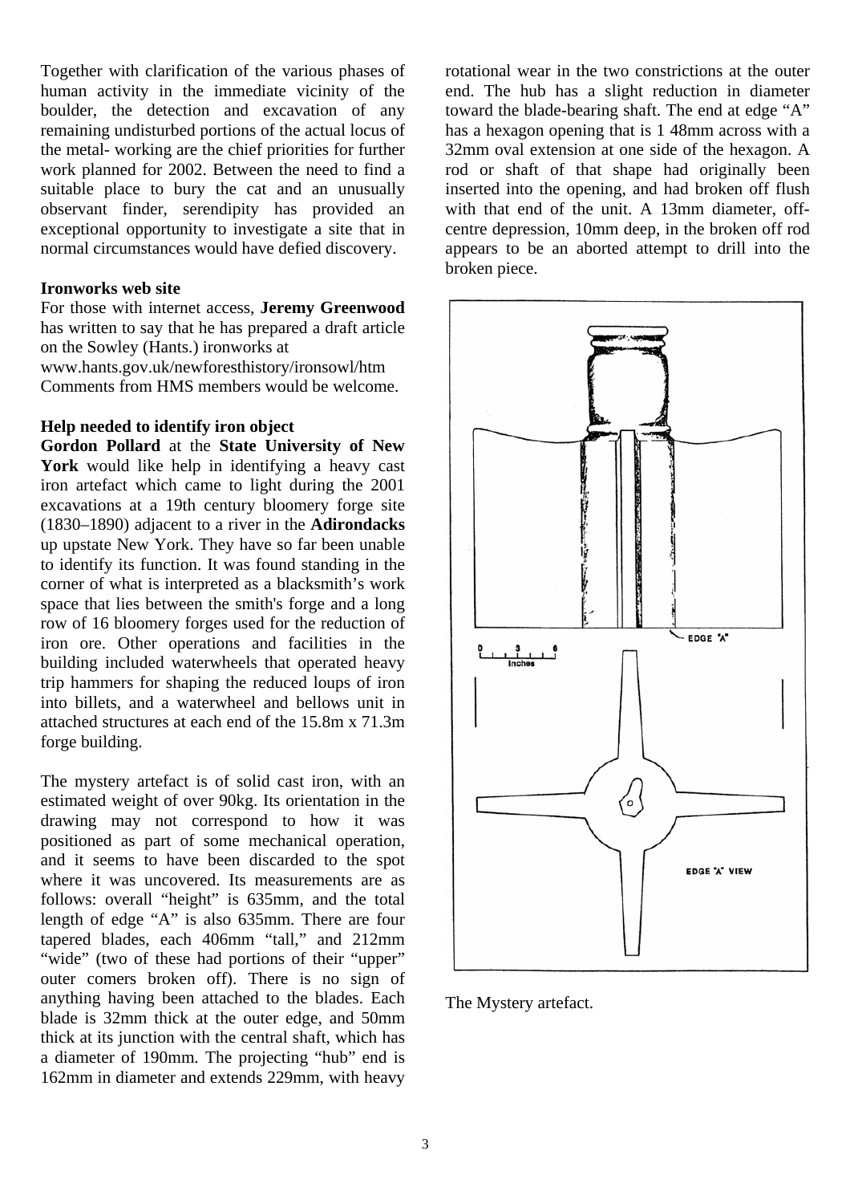Together with clarification of the various phases of human activity in the immediate vicinity of the boulder, the detection and excavation of any remaining undisturbed portions of the actual locus of the metal- working are the chief priorities for further work planned for 2002. Between the need to find a suitable place to bury the cat and an unusually observant finder, serendipity has provided an exceptional opportunity to investigate a site that in normal circumstances would have defied discovery.

### Ironworks web site

For those with internet access, **Jeremy Greenwood** has written to say that he has prepared a draft article on the Sowley (Hants.) ironworks at www.hants.gov.uk/newforesthistory/ironsowl/htm Comments from HMS members would be welcome.

### Help needed to identify iron object

**Gordon Pollard** at the **State University of New York** would like help in identifying a heavy cast iron artefact which came to light during the 2001 excavations at a 19th century bloomery forge site (1830–1890) adjacent to a river in the **Adirondacks** up upstate New York. They have so far been unable to identify its function. It was found standing in the corner of what is interpreted as a blacksmith's work space that lies between the smith's forge and a long row of 16 bloomery forges used for the reduction of iron ore. Other operations and facilities in the building included waterwheels that operated heavy trip hammers for shaping the reduced loups of iron into billets, and a waterwheel and bellows unit in attached structures at each end of the 15.8m x 71.3m forge building.

The mystery artefact is of solid cast iron, with an estimated weight of over 90kg. Its orientation in the drawing may not correspond to how it was positioned as part of some mechanical operation, and it seems to have been discarded to the spot where it was uncovered. Its measurements are as follows: overall "height" is 635mm, and the total length of edge "A" is also 635mm. There are four tapered blades, each 406mm "tall," and 212mm "wide" (two of these had portions of their "upper" outer comers broken off). There is no sign of anything having been attached to the blades. Each blade is 32mm thick at the outer edge, and 50mm thick at its junction with the central shaft, which has a diameter of 190mm. The projecting "hub" end is 162mm in diameter and extends 229mm, with heavy rotational wear in the two constrictions at the outer end. The hub has a slight reduction in diameter toward the blade-bearing shaft. The end at edge "A" has a hexagon opening that is 1 48mm across with a 32mm oval extension at one side of the hexagon. A rod or shaft of that shape had originally been inserted into the opening, and had broken off flush with that end of the unit. A 13mm diameter, off-centre depression, 10mm deep, in the broken off rod appears to be an aborted attempt to drill into the broken piece.

The Mystery artefact.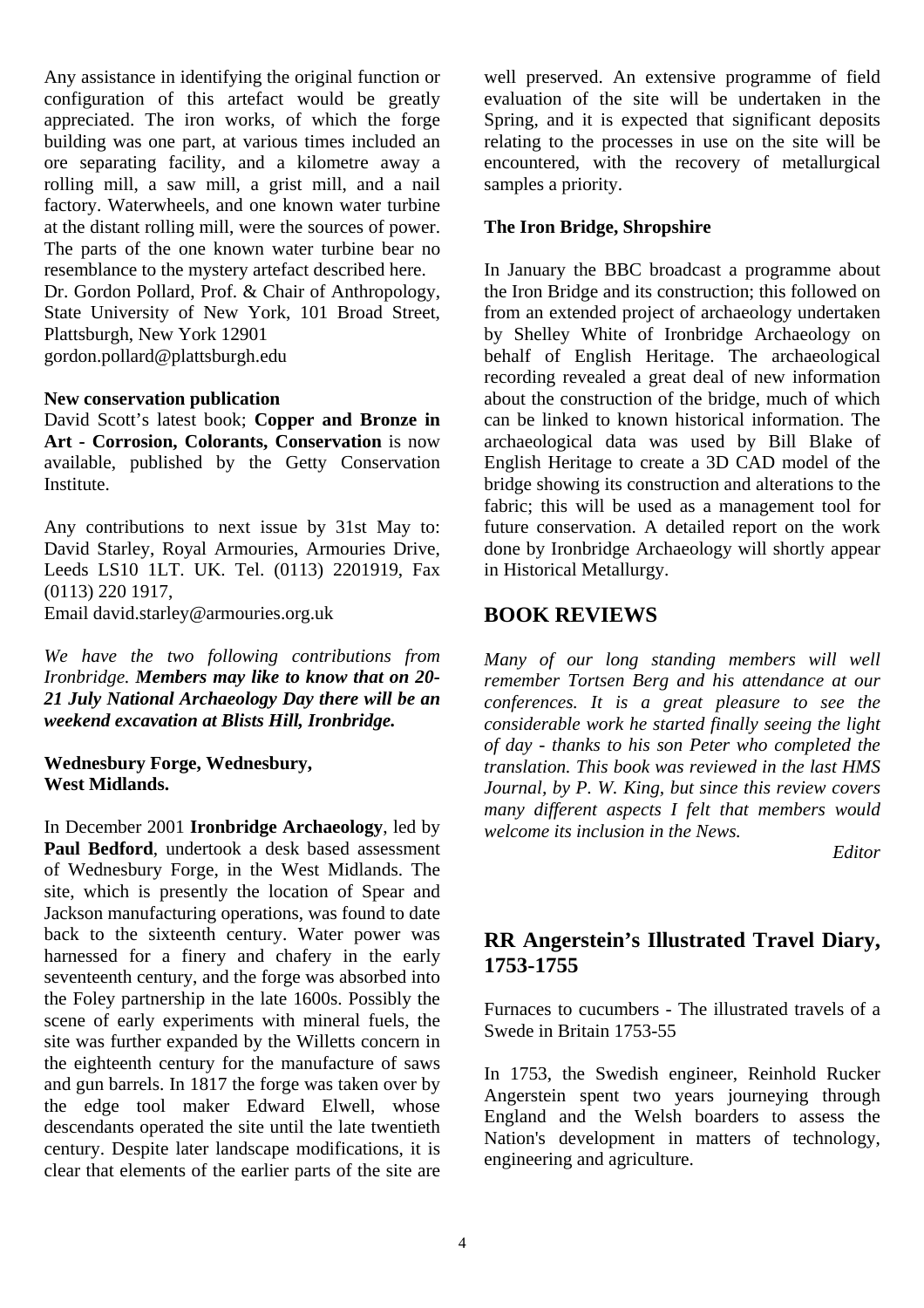Any assistance in identifying the original function or configuration of this artefact would be greatly appreciated. The iron works, of which the forge building was one part, at various times included an ore separating facility, and a kilometre away a rolling mill, a saw mill, a grist mill, and a nail factory. Waterwheels, and one known water turbine at the distant rolling mill, were the sources of power. The parts of the one known water turbine bear no resemblance to the mystery artefact described here.
Dr. Gordon Pollard, Prof. & Chair of Anthropology, State University of New York, 101 Broad Street, Plattsburgh, New York 12901
gordon.pollard@plattsburgh.edu

**New conservation publication**
David Scott's latest book; **Copper and Bronze in Art - Corrosion, Colorants, Conservation** is now available, published by the Getty Conservation Institute.

Any contributions to next issue by 31st May to: David Starley, Royal Armouries, Armouries Drive, Leeds LS10 1LT. UK. Tel. (0113) 2201919, Fax (0113) 220 1917,
Email david.starley@armouries.org.uk

*We have the two following contributions from Ironbridge.* ***Members may like to know that on 20-21 July National Archaeology Day there will be an weekend excavation at Blists Hill, Ironbridge.***

**Wednesbury Forge, Wednesbury, West Midlands.**

In December 2001 **Ironbridge Archaeology**, led by **Paul Bedford**, undertook a desk based assessment of Wednesbury Forge, in the West Midlands. The site, which is presently the location of Spear and Jackson manufacturing operations, was found to date back to the sixteenth century. Water power was harnessed for a finery and chafery in the early seventeenth century, and the forge was absorbed into the Foley partnership in the late 1600s. Possibly the scene of early experiments with mineral fuels, the site was further expanded by the Willetts concern in the eighteenth century for the manufacture of saws and gun barrels. In 1817 the forge was taken over by the edge tool maker Edward Elwell, whose descendants operated the site until the late twentieth century. Despite later landscape modifications, it is clear that elements of the earlier parts of the site are well preserved. An extensive programme of field evaluation of the site will be undertaken in the Spring, and it is expected that significant deposits relating to the processes in use on the site will be encountered, with the recovery of metallurgical samples a priority.

**The Iron Bridge, Shropshire**

In January the BBC broadcast a programme about the Iron Bridge and its construction; this followed on from an extended project of archaeology undertaken by Shelley White of Ironbridge Archaeology on behalf of English Heritage. The archaeological recording revealed a great deal of new information about the construction of the bridge, much of which can be linked to known historical information. The archaeological data was used by Bill Blake of English Heritage to create a 3D CAD model of the bridge showing its construction and alterations to the fabric; this will be used as a management tool for future conservation. A detailed report on the work done by Ironbridge Archaeology will shortly appear in Historical Metallurgy.

## BOOK REVIEWS

*Many of our long standing members will well remember Tortsen Berg and his attendance at our conferences. It is a great pleasure to see the considerable work he started finally seeing the light of day - thanks to his son Peter who completed the translation. This book was reviewed in the last HMS Journal, by P. W. King, but since this review covers many different aspects I felt that members would welcome its inclusion in the News.*

*Editor*

## RR Angerstein's Illustrated Travel Diary, 1753-1755

Furnaces to cucumbers - The illustrated travels of a Swede in Britain 1753-55

In 1753, the Swedish engineer, Reinhold Rucker Angerstein spent two years journeying through England and the Welsh boarders to assess the Nation's development in matters of technology, engineering and agriculture.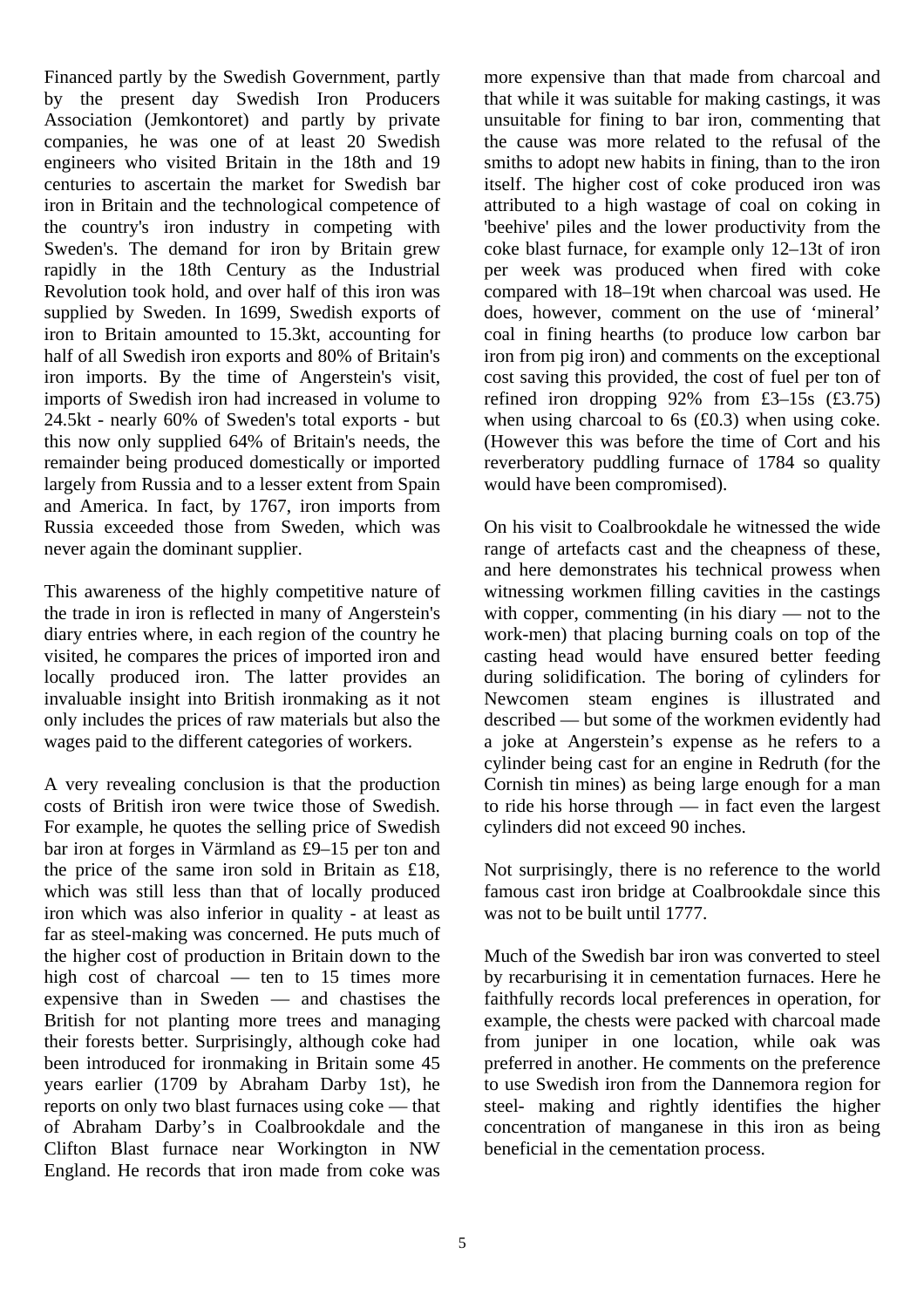Financed partly by the Swedish Government, partly by the present day Swedish Iron Producers Association (Jemkontoret) and partly by private companies, he was one of at least 20 Swedish engineers who visited Britain in the 18th and 19 centuries to ascertain the market for Swedish bar iron in Britain and the technological competence of the country's iron industry in competing with Sweden's. The demand for iron by Britain grew rapidly in the 18th Century as the Industrial Revolution took hold, and over half of this iron was supplied by Sweden. In 1699, Swedish exports of iron to Britain amounted to 15.3kt, accounting for half of all Swedish iron exports and 80% of Britain's iron imports. By the time of Angerstein's visit, imports of Swedish iron had increased in volume to 24.5kt - nearly 60% of Sweden's total exports - but this now only supplied 64% of Britain's needs, the remainder being produced domestically or imported largely from Russia and to a lesser extent from Spain and America. In fact, by 1767, iron imports from Russia exceeded those from Sweden, which was never again the dominant supplier.

This awareness of the highly competitive nature of the trade in iron is reflected in many of Angerstein's diary entries where, in each region of the country he visited, he compares the prices of imported iron and locally produced iron. The latter provides an invaluable insight into British ironmaking as it not only includes the prices of raw materials but also the wages paid to the different categories of workers.

A very revealing conclusion is that the production costs of British iron were twice those of Swedish. For example, he quotes the selling price of Swedish bar iron at forges in Värmland as £9–15 per ton and the price of the same iron sold in Britain as £18, which was still less than that of locally produced iron which was also inferior in quality - at least as far as steel-making was concerned. He puts much of the higher cost of production in Britain down to the high cost of charcoal — ten to 15 times more expensive than in Sweden — and chastises the British for not planting more trees and managing their forests better. Surprisingly, although coke had been introduced for ironmaking in Britain some 45 years earlier (1709 by Abraham Darby 1st), he reports on only two blast furnaces using coke — that of Abraham Darby's in Coalbrookdale and the Clifton Blast furnace near Workington in NW England. He records that iron made from coke was more expensive than that made from charcoal and that while it was suitable for making castings, it was unsuitable for fining to bar iron, commenting that the cause was more related to the refusal of the smiths to adopt new habits in fining, than to the iron itself. The higher cost of coke produced iron was attributed to a high wastage of coal on coking in 'beehive' piles and the lower productivity from the coke blast furnace, for example only 12–13t of iron per week was produced when fired with coke compared with 18–19t when charcoal was used. He does, however, comment on the use of 'mineral' coal in fining hearths (to produce low carbon bar iron from pig iron) and comments on the exceptional cost saving this provided, the cost of fuel per ton of refined iron dropping 92% from £3–15s (£3.75) when using charcoal to 6s (£0.3) when using coke. (However this was before the time of Cort and his reverberatory puddling furnace of 1784 so quality would have been compromised).

On his visit to Coalbrookdale he witnessed the wide range of artefacts cast and the cheapness of these, and here demonstrates his technical prowess when witnessing workmen filling cavities in the castings with copper, commenting (in his diary — not to the work-men) that placing burning coals on top of the casting head would have ensured better feeding during solidification. The boring of cylinders for Newcomen steam engines is illustrated and described — but some of the workmen evidently had a joke at Angerstein's expense as he refers to a cylinder being cast for an engine in Redruth (for the Cornish tin mines) as being large enough for a man to ride his horse through — in fact even the largest cylinders did not exceed 90 inches.

Not surprisingly, there is no reference to the world famous cast iron bridge at Coalbrookdale since this was not to be built until 1777.

Much of the Swedish bar iron was converted to steel by recarburising it in cementation furnaces. Here he faithfully records local preferences in operation, for example, the chests were packed with charcoal made from juniper in one location, while oak was preferred in another. He comments on the preference to use Swedish iron from the Dannemora region for steel- making and rightly identifies the higher concentration of manganese in this iron as being beneficial in the cementation process.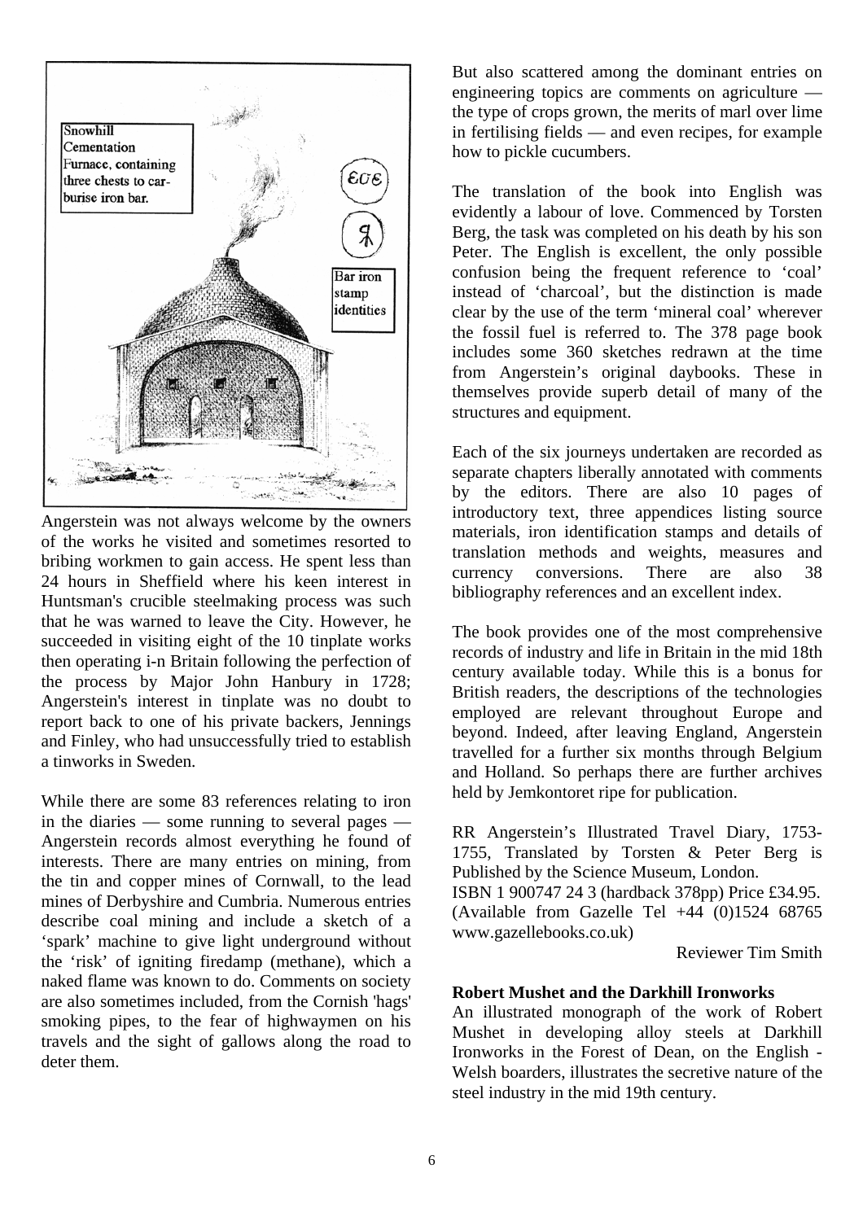Snowhill Cementation Furnace, containing three chests to carburise iron bar.

Bar iron stamp identities

Angerstein was not always welcome by the owners of the works he visited and sometimes resorted to bribing workmen to gain access. He spent less than 24 hours in Sheffield where his keen interest in Huntsman's crucible steelmaking process was such that he was warned to leave the City. However, he succeeded in visiting eight of the 10 tinplate works then operating i-n Britain following the perfection of the process by Major John Hanbury in 1728; Angerstein's interest in tinplate was no doubt to report back to one of his private backers, Jennings and Finley, who had unsuccessfully tried to establish a tinworks in Sweden.

While there are some 83 references relating to iron in the diaries — some running to several pages — Angerstein records almost everything he found of interests. There are many entries on mining, from the tin and copper mines of Cornwall, to the lead mines of Derbyshire and Cumbria. Numerous entries describe coal mining and include a sketch of a 'spark' machine to give light underground without the 'risk' of igniting firedamp (methane), which a naked flame was known to do. Comments on society are also sometimes included, from the Cornish 'hags' smoking pipes, to the fear of highwaymen on his travels and the sight of gallows along the road to deter them.

But also scattered among the dominant entries on engineering topics are comments on agriculture — the type of crops grown, the merits of marl over lime in fertilising fields — and even recipes, for example how to pickle cucumbers.

The translation of the book into English was evidently a labour of love. Commenced by Torsten Berg, the task was completed on his death by his son Peter. The English is excellent, the only possible confusion being the frequent reference to 'coal' instead of 'charcoal', but the distinction is made clear by the use of the term 'mineral coal' wherever the fossil fuel is referred to. The 378 page book includes some 360 sketches redrawn at the time from Angerstein's original daybooks. These in themselves provide superb detail of many of the structures and equipment.

Each of the six journeys undertaken are recorded as separate chapters liberally annotated with comments by the editors. There are also 10 pages of introductory text, three appendices listing source materials, iron identification stamps and details of translation methods and weights, measures and currency conversions. There are also 38 bibliography references and an excellent index.

The book provides one of the most comprehensive records of industry and life in Britain in the mid 18th century available today. While this is a bonus for British readers, the descriptions of the technologies employed are relevant throughout Europe and beyond. Indeed, after leaving England, Angerstein travelled for a further six months through Belgium and Holland. So perhaps there are further archives held by Jemkontoret ripe for publication.

RR Angerstein's Illustrated Travel Diary, 1753-1755, Translated by Torsten & Peter Berg is Published by the Science Museum, London.
ISBN 1 900747 24 3 (hardback 378pp) Price £34.95.
(Available from Gazelle Tel +44 (0)1524 68765 www.gazellebooks.co.uk)

Reviewer Tim Smith

**Robert Mushet and the Darkhill Ironworks**

An illustrated monograph of the work of Robert Mushet in developing alloy steels at Darkhill Ironworks in the Forest of Dean, on the English - Welsh boarders, illustrates the secretive nature of the steel industry in the mid 19th century.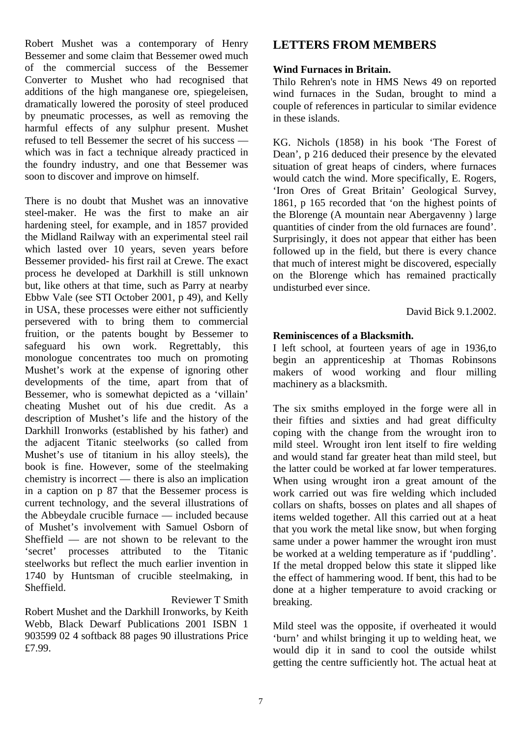Robert Mushet was a contemporary of Henry Bessemer and some claim that Bessemer owed much of the commercial success of the Bessemer Converter to Mushet who had recognised that additions of the high manganese ore, spiegeleisen, dramatically lowered the porosity of steel produced by pneumatic processes, as well as removing the harmful effects of any sulphur present. Mushet refused to tell Bessemer the secret of his success — which was in fact a technique already practiced in the foundry industry, and one that Bessemer was soon to discover and improve on himself.

There is no doubt that Mushet was an innovative steel-maker. He was the first to make an air hardening steel, for example, and in 1857 provided the Midland Railway with an experimental steel rail which lasted over 10 years, seven years before Bessemer provided- his first rail at Crewe. The exact process he developed at Darkhill is still unknown but, like others at that time, such as Parry at nearby Ebbw Vale (see STI October 2001, p 49), and Kelly in USA, these processes were either not sufficiently persevered with to bring them to commercial fruition, or the patents bought by Bessemer to safeguard his own work. Regrettably, this monologue concentrates too much on promoting Mushet's work at the expense of ignoring other developments of the time, apart from that of Bessemer, who is somewhat depicted as a 'villain' cheating Mushet out of his due credit. As a description of Mushet's life and the history of the Darkhill Ironworks (established by his father) and the adjacent Titanic steelworks (so called from Mushet's use of titanium in his alloy steels), the book is fine. However, some of the steelmaking chemistry is incorrect — there is also an implication in a caption on p 87 that the Bessemer process is current technology, and the several illustrations of the Abbeydale crucible furnace — included because of Mushet's involvement with Samuel Osborn of Sheffield — are not shown to be relevant to the 'secret' processes attributed to the Titanic steelworks but reflect the much earlier invention in 1740 by Huntsman of crucible steelmaking, in Sheffield.

Reviewer T Smith

Robert Mushet and the Darkhill Ironworks, by Keith Webb, Black Dewarf Publications 2001 ISBN 1 903599 02 4 softback 88 pages 90 illustrations Price £7.99.

## LETTERS FROM MEMBERS

**Wind Furnaces in Britain.**

Thilo Rehren's note in HMS News 49 on reported wind furnaces in the Sudan, brought to mind a couple of references in particular to similar evidence in these islands.

KG. Nichols (1858) in his book 'The Forest of Dean', p 216 deduced their presence by the elevated situation of great heaps of cinders, where furnaces would catch the wind. More specifically, E. Rogers, 'Iron Ores of Great Britain' Geological Survey, 1861, p 165 recorded that 'on the highest points of the Blorenge (A mountain near Abergavenny ) large quantities of cinder from the old furnaces are found'. Surprisingly, it does not appear that either has been followed up in the field, but there is every chance that much of interest might be discovered, especially on the Blorenge which has remained practically undisturbed ever since.

David Bick 9.1.2002.

**Reminiscences of a Blacksmith.**

I left school, at fourteen years of age in 1936,to begin an apprenticeship at Thomas Robinsons makers of wood working and flour milling machinery as a blacksmith.

The six smiths employed in the forge were all in their fifties and sixties and had great difficulty coping with the change from the wrought iron to mild steel. Wrought iron lent itself to fire welding and would stand far greater heat than mild steel, but the latter could be worked at far lower temperatures. When using wrought iron a great amount of the work carried out was fire welding which included collars on shafts, bosses on plates and all shapes of items welded together. All this carried out at a heat that you work the metal like snow, but when forging same under a power hammer the wrought iron must be worked at a welding temperature as if 'puddling'. If the metal dropped below this state it slipped like the effect of hammering wood. If bent, this had to be done at a higher temperature to avoid cracking or breaking.

Mild steel was the opposite, if overheated it would 'burn' and whilst bringing it up to welding heat, we would dip it in sand to cool the outside whilst getting the centre sufficiently hot. The actual heat at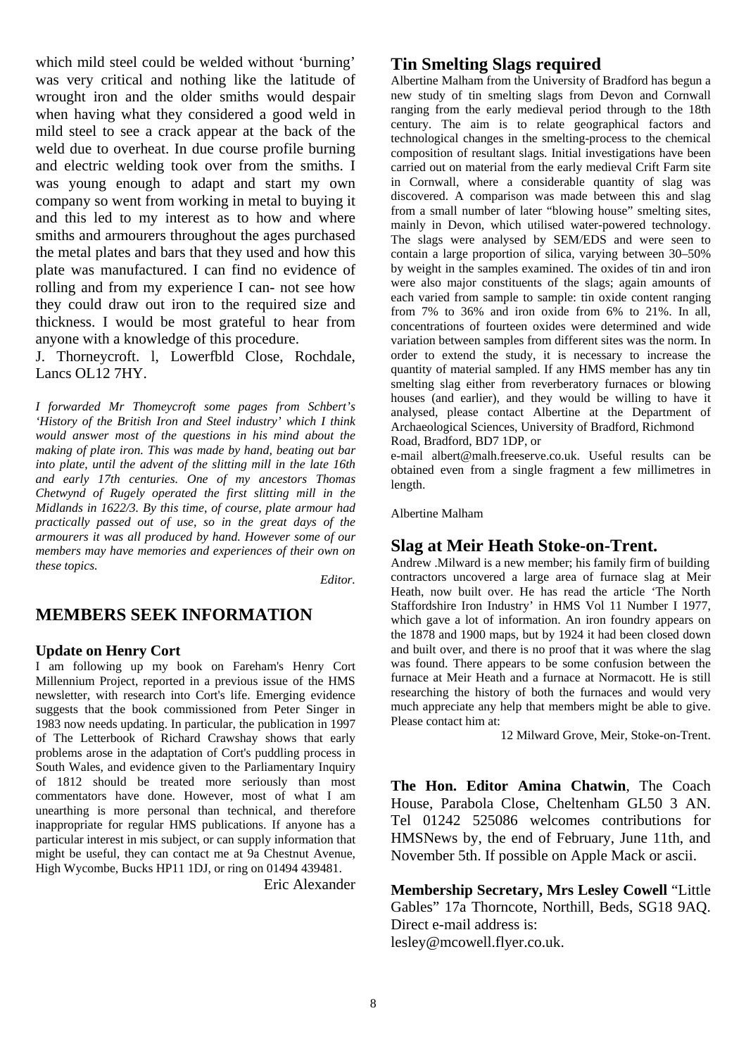which mild steel could be welded without 'burning' was very critical and nothing like the latitude of wrought iron and the older smiths would despair when having what they considered a good weld in mild steel to see a crack appear at the back of the weld due to overheat. In due course profile burning and electric welding took over from the smiths. I was young enough to adapt and start my own company so went from working in metal to buying it and this led to my interest as to how and where smiths and armourers throughout the ages purchased the metal plates and bars that they used and how this plate was manufactured. I can find no evidence of rolling and from my experience I can- not see how they could draw out iron to the required size and thickness. I would be most grateful to hear from anyone with a knowledge of this procedure.

J. Thorneycroft. l, Lowerfbld Close, Rochdale, Lancs OL12 7HY.

*I forwarded Mr Thomeycroft some pages from Schbert's 'History of the British Iron and Steel industry' which I think would answer most of the questions in his mind about the making of plate iron. This was made by hand, beating out bar into plate, until the advent of the slitting mill in the late 16th and early 17th centuries. One of my ancestors Thomas Chetwynd of Rugely operated the first slitting mill in the Midlands in 1622/3. By this time, of course, plate armour had practically passed out of use, so in the great days of the armourers it was all produced by hand. However some of our members may have memories and experiences of their own on these topics.*

*Editor.*

## MEMBERS SEEK INFORMATION

### Update on Henry Cort

I am following up my book on Fareham's Henry Cort Millennium Project, reported in a previous issue of the HMS newsletter, with research into Cort's life. Emerging evidence suggests that the book commissioned from Peter Singer in 1983 now needs updating. In particular, the publication in 1997 of The Letterbook of Richard Crawshay shows that early problems arose in the adaptation of Cort's puddling process in South Wales, and evidence given to the Parliamentary Inquiry of 1812 should be treated more seriously than most commentators have done. However, most of what I am unearthing is more personal than technical, and therefore inappropriate for regular HMS publications. If anyone has a particular interest in mis subject, or can supply information that might be useful, they can contact me at 9a Chestnut Avenue, High Wycombe, Bucks HP11 1DJ, or ring on 01494 439481.

Eric Alexander

## Tin Smelting Slags required

Albertine Malham from the University of Bradford has begun a new study of tin smelting slags from Devon and Cornwall ranging from the early medieval period through to the 18th century. The aim is to relate geographical factors and technological changes in the smelting-process to the chemical composition of resultant slags. Initial investigations have been carried out on material from the early medieval Crift Farm site in Cornwall, where a considerable quantity of slag was discovered. A comparison was made between this and slag from a small number of later "blowing house" smelting sites, mainly in Devon, which utilised water-powered technology. The slags were analysed by SEM/EDS and were seen to contain a large proportion of silica, varying between 30–50% by weight in the samples examined. The oxides of tin and iron were also major constituents of the slags; again amounts of each varied from sample to sample: tin oxide content ranging from 7% to 36% and iron oxide from 6% to 21%. In all, concentrations of fourteen oxides were determined and wide variation between samples from different sites was the norm. In order to extend the study, it is necessary to increase the quantity of material sampled. If any HMS member has any tin smelting slag either from reverberatory furnaces or blowing houses (and earlier), and they would be willing to have it analysed, please contact Albertine at the Department of Archaeological Sciences, University of Bradford, Richmond Road, Bradford, BD7 1DP, or e-mail albert@malh.freeserve.co.uk. Useful results can be obtained even from a single fragment a few millimetres in length.

Albertine Malham

## Slag at Meir Heath Stoke-on-Trent.

Andrew .Milward is a new member; his family firm of building contractors uncovered a large area of furnace slag at Meir Heath, now built over. He has read the article 'The North Staffordshire Iron Industry' in HMS Vol 11 Number I 1977, which gave a lot of information. An iron foundry appears on the 1878 and 1900 maps, but by 1924 it had been closed down and built over, and there is no proof that it was where the slag was found. There appears to be some confusion between the furnace at Meir Heath and a furnace at Normacott. He is still researching the history of both the furnaces and would very much appreciate any help that members might be able to give. Please contact him at:

12 Milward Grove, Meir, Stoke-on-Trent.

**The Hon. Editor Amina Chatwin**, The Coach House, Parabola Close, Cheltenham GL50 3 AN. Tel 01242 525086 welcomes contributions for HMSNews by, the end of February, June 11th, and November 5th. If possible on Apple Mack or ascii.

**Membership Secretary, Mrs Lesley Cowell** "Little Gables" 17a Thorncote, Northill, Beds, SG18 9AQ. Direct e-mail address is: lesley@mcowell.flyer.co.uk.